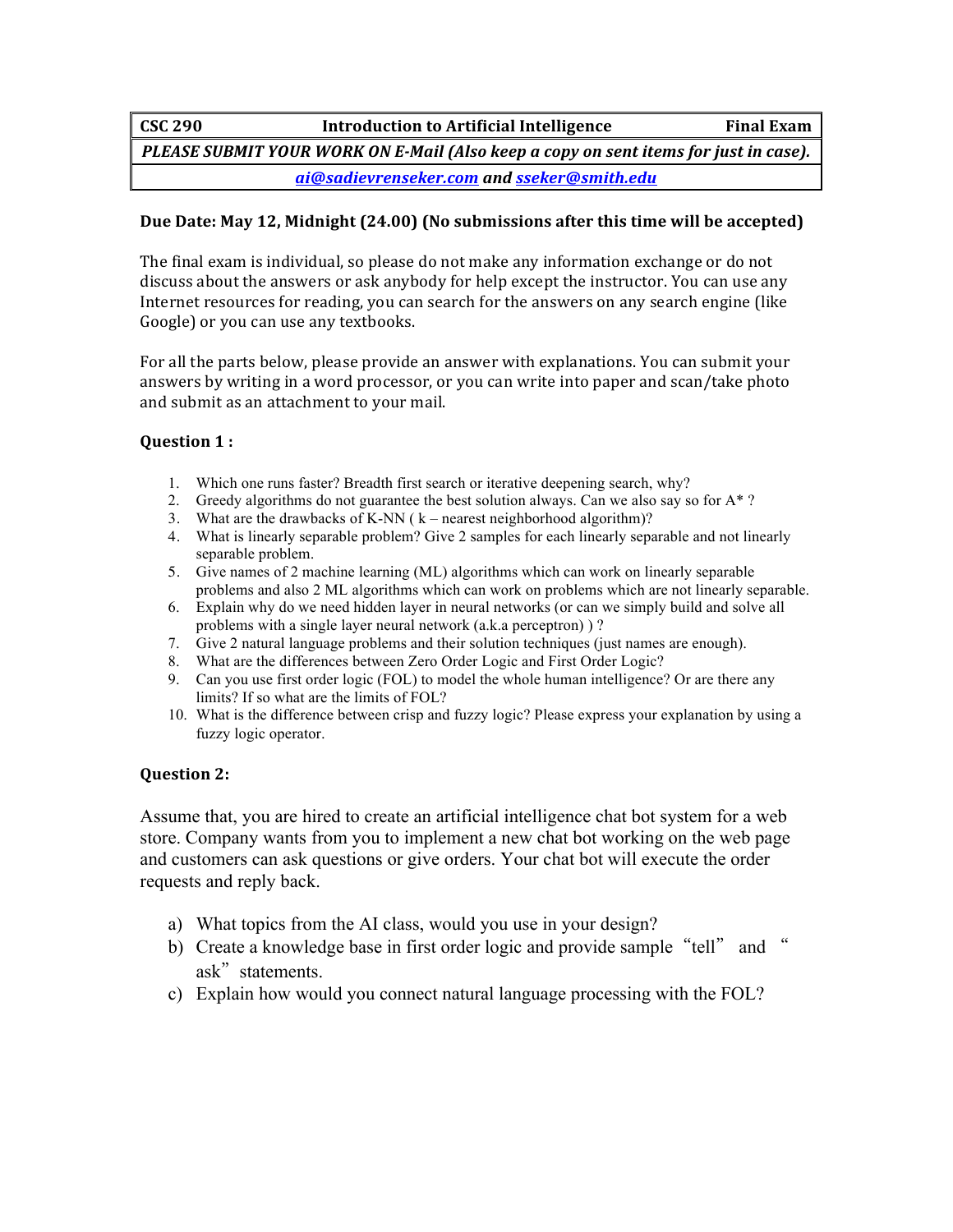| CSC 290 | Introduction to Artificial Intelligence | Final Exam |
| --- | --- | --- |
| *PLEASE SUBMIT YOUR WORK ON E-Mail (Also keep a copy on sent items for just in case).* | | |
| *ai@sadievrenseker.com* ***and*** *sseker@smith.edu* | | |

**Due Date: May 12, Midnight (24.00) (No submissions after this time will be accepted)**

The final exam is individual, so please do not make any information exchange or do not discuss about the answers or ask anybody for help except the instructor. You can use any Internet resources for reading, you can search for the answers on any search engine (like Google) or you can use any textbooks.

For all the parts below, please provide an answer with explanations. You can submit your answers by writing in a word processor, or you can write into paper and scan/take photo and submit as an attachment to your mail.

**Question 1 :**

1. Which one runs faster? Breadth first search or iterative deepening search, why?
2. Greedy algorithms do not guarantee the best solution always. Can we also say so for A* ?
3. What are the drawbacks of K-NN ( k – nearest neighborhood algorithm)?
4. What is linearly separable problem? Give 2 samples for each linearly separable and not linearly separable problem.
5. Give names of 2 machine learning (ML) algorithms which can work on linearly separable problems and also 2 ML algorithms which can work on problems which are not linearly separable.
6. Explain why do we need hidden layer in neural networks (or can we simply build and solve all problems with a single layer neural network (a.k.a perceptron) ) ?
7. Give 2 natural language problems and their solution techniques (just names are enough).
8. What are the differences between Zero Order Logic and First Order Logic?
9. Can you use first order logic (FOL) to model the whole human intelligence? Or are there any limits? If so what are the limits of FOL?
10. What is the difference between crisp and fuzzy logic? Please express your explanation by using a fuzzy logic operator.

**Question 2:**

Assume that, you are hired to create an artificial intelligence chat bot system for a web store. Company wants from you to implement a new chat bot working on the web page and customers can ask questions or give orders. Your chat bot will execute the order requests and reply back.

a) What topics from the AI class, would you use in your design?
b) Create a knowledge base in first order logic and provide sample "tell" and "ask" statements.
c) Explain how would you connect natural language processing with the FOL?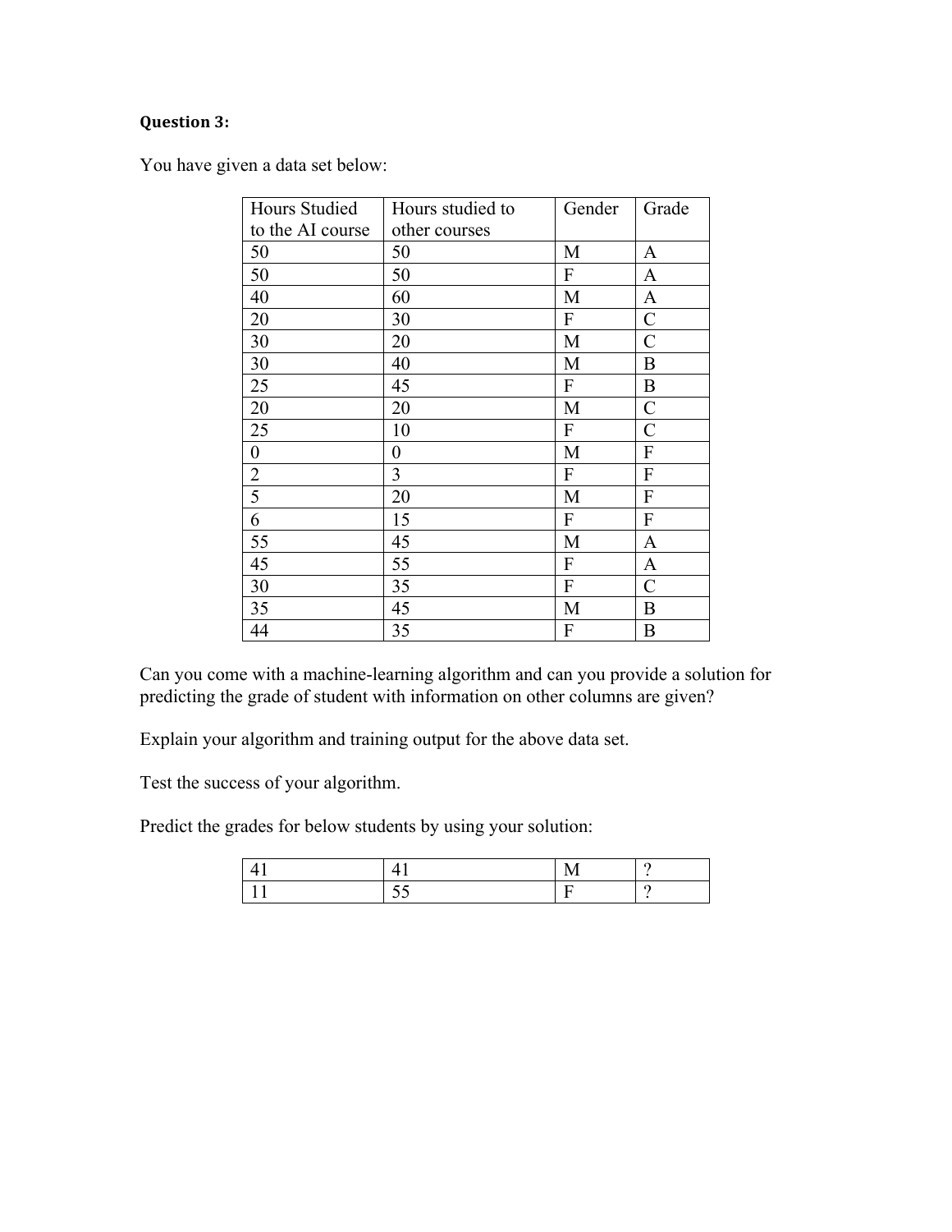**Question 3:**

You have given a data set below:

| Hours Studied to the AI course | Hours studied to other courses | Gender | Grade |
|---|---|---|---|
| 50 | 50 | M | A |
| 50 | 50 | F | A |
| 40 | 60 | M | A |
| 20 | 30 | F | C |
| 30 | 20 | M | C |
| 30 | 40 | M | B |
| 25 | 45 | F | B |
| 20 | 20 | M | C |
| 25 | 10 | F | C |
| 0 | 0 | M | F |
| 2 | 3 | F | F |
| 5 | 20 | M | F |
| 6 | 15 | F | F |
| 55 | 45 | M | A |
| 45 | 55 | F | A |
| 30 | 35 | F | C |
| 35 | 45 | M | B |
| 44 | 35 | F | B |

Can you come with a machine-learning algorithm and can you provide a solution for predicting the grade of student with information on other columns are given?

Explain your algorithm and training output for the above data set.

Test the success of your algorithm.

Predict the grades for below students by using your solution:

| | | | |
|---|---|---|---|
| 41 | 41 | M | ? |
| 11 | 55 | F | ? |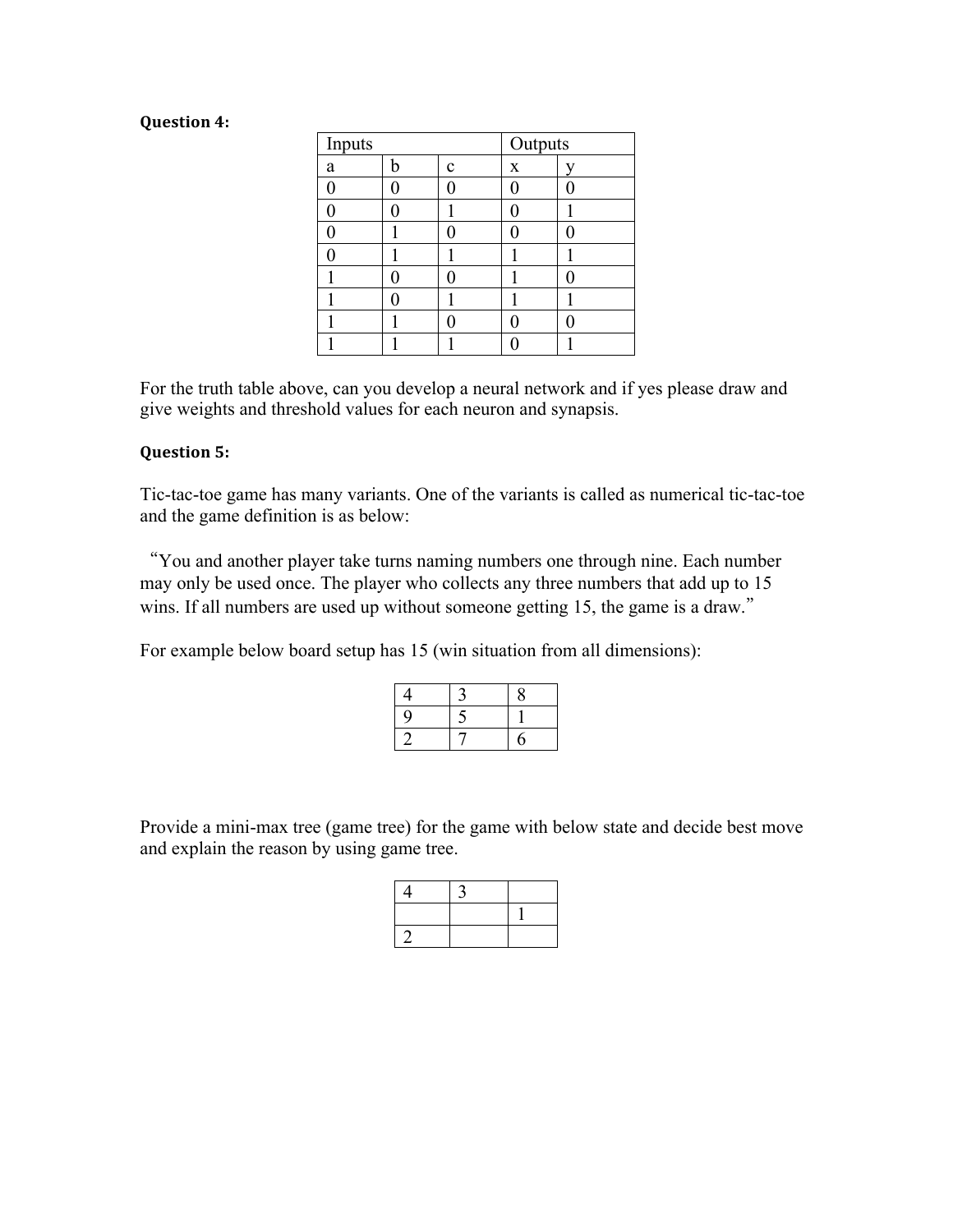**Question 4:**

| Inputs | | | Outputs | |
|---|---|---|---|---|
| a | b | c | x | y |
| 0 | 0 | 0 | 0 | 0 |
| 0 | 0 | 1 | 0 | 1 |
| 0 | 1 | 0 | 0 | 0 |
| 0 | 1 | 1 | 1 | 1 |
| 1 | 0 | 0 | 1 | 0 |
| 1 | 0 | 1 | 1 | 1 |
| 1 | 1 | 0 | 0 | 0 |
| 1 | 1 | 1 | 0 | 1 |

For the truth table above, can you develop a neural network and if yes please draw and give weights and threshold values for each neuron and synapsis.

**Question 5:**

Tic-tac-toe game has many variants. One of the variants is called as numerical tic-tac-toe and the game definition is as below:

"You and another player take turns naming numbers one through nine. Each number may only be used once. The player who collects any three numbers that add up to 15 wins. If all numbers are used up without someone getting 15, the game is a draw."

For example below board setup has 15 (win situation from all dimensions):

| | | |
|---|---|---|
| 4 | 3 | 8 |
| 9 | 5 | 1 |
| 2 | 7 | 6 |

Provide a mini-max tree (game tree) for the game with below state and decide best move and explain the reason by using game tree.

| | | |
|---|---|---|
| 4 | 3 | |
| | | 1 |
| 2 | | |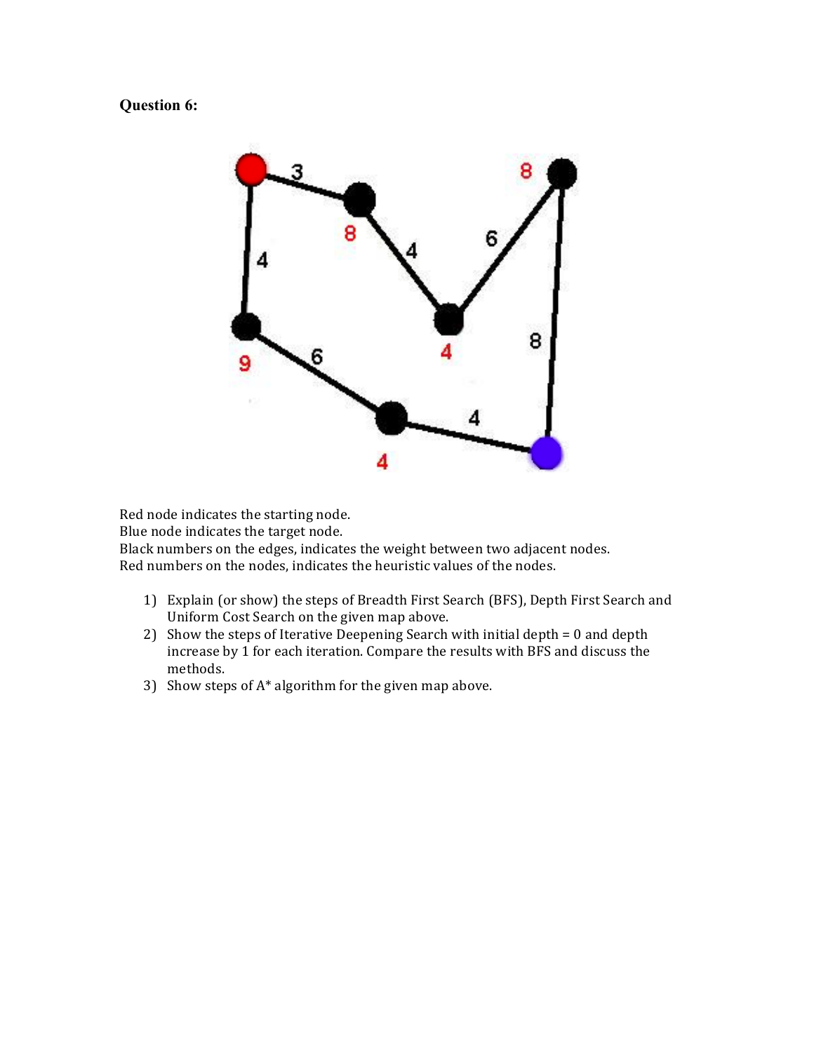**Question 6:**

3
8
8
4
6
4
8
4
9
6
4
4

Red node indicates the starting node.
Blue node indicates the target node.
Black numbers on the edges, indicates the weight between two adjacent nodes.
Red numbers on the nodes, indicates the heuristic values of the nodes.

1) Explain (or show) the steps of Breadth First Search (BFS), Depth First Search and Uniform Cost Search on the given map above.
2) Show the steps of Iterative Deepening Search with initial depth = 0 and depth increase by 1 for each iteration. Compare the results with BFS and discuss the methods.
3) Show steps of A* algorithm for the given map above.